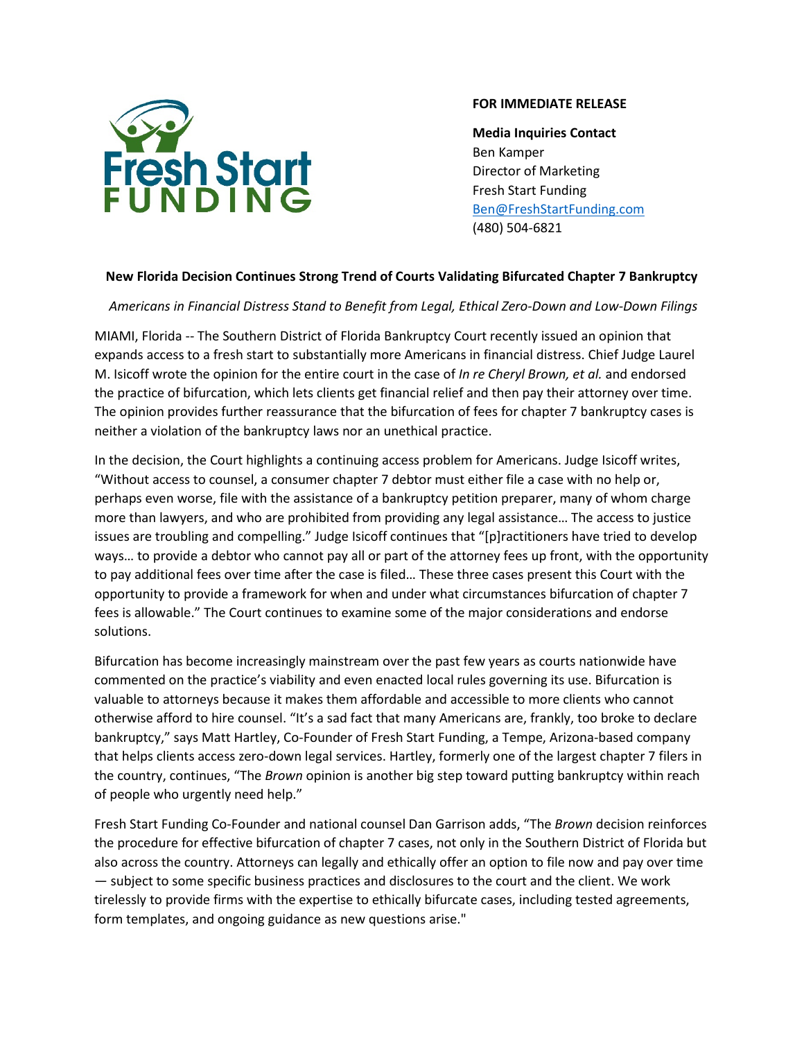Fresh Start FUNDING

**FOR IMMEDIATE RELEASE**

**Media Inquiries Contact**
Ben Kamper
Director of Marketing
Fresh Start Funding
Ben@FreshStartFunding.com
(480) 504-6821

**New Florida Decision Continues Strong Trend of Courts Validating Bifurcated Chapter 7 Bankruptcy**

*Americans in Financial Distress Stand to Benefit from Legal, Ethical Zero-Down and Low-Down Filings*

MIAMI, Florida -- The Southern District of Florida Bankruptcy Court recently issued an opinion that expands access to a fresh start to substantially more Americans in financial distress. Chief Judge Laurel M. Isicoff wrote the opinion for the entire court in the case of *In re Cheryl Brown, et al.* and endorsed the practice of bifurcation, which lets clients get financial relief and then pay their attorney over time. The opinion provides further reassurance that the bifurcation of fees for chapter 7 bankruptcy cases is neither a violation of the bankruptcy laws nor an unethical practice.

In the decision, the Court highlights a continuing access problem for Americans. Judge Isicoff writes, "Without access to counsel, a consumer chapter 7 debtor must either file a case with no help or, perhaps even worse, file with the assistance of a bankruptcy petition preparer, many of whom charge more than lawyers, and who are prohibited from providing any legal assistance… The access to justice issues are troubling and compelling." Judge Isicoff continues that "[p]ractitioners have tried to develop ways… to provide a debtor who cannot pay all or part of the attorney fees up front, with the opportunity to pay additional fees over time after the case is filed… These three cases present this Court with the opportunity to provide a framework for when and under what circumstances bifurcation of chapter 7 fees is allowable." The Court continues to examine some of the major considerations and endorse solutions.

Bifurcation has become increasingly mainstream over the past few years as courts nationwide have commented on the practice's viability and even enacted local rules governing its use. Bifurcation is valuable to attorneys because it makes them affordable and accessible to more clients who cannot otherwise afford to hire counsel. "It's a sad fact that many Americans are, frankly, too broke to declare bankruptcy," says Matt Hartley, Co-Founder of Fresh Start Funding, a Tempe, Arizona-based company that helps clients access zero-down legal services. Hartley, formerly one of the largest chapter 7 filers in the country, continues, "The *Brown* opinion is another big step toward putting bankruptcy within reach of people who urgently need help."

Fresh Start Funding Co-Founder and national counsel Dan Garrison adds, "The *Brown* decision reinforces the procedure for effective bifurcation of chapter 7 cases, not only in the Southern District of Florida but also across the country. Attorneys can legally and ethically offer an option to file now and pay over time — subject to some specific business practices and disclosures to the court and the client. We work tirelessly to provide firms with the expertise to ethically bifurcate cases, including tested agreements, form templates, and ongoing guidance as new questions arise."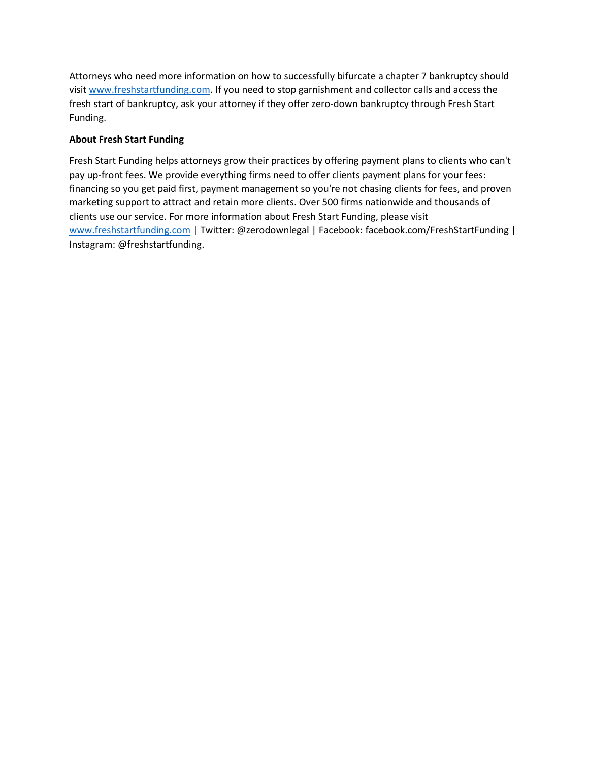Attorneys who need more information on how to successfully bifurcate a chapter 7 bankruptcy should visit www.freshstartfunding.com. If you need to stop garnishment and collector calls and access the fresh start of bankruptcy, ask your attorney if they offer zero-down bankruptcy through Fresh Start Funding.

**About Fresh Start Funding**

Fresh Start Funding helps attorneys grow their practices by offering payment plans to clients who can't pay up-front fees. We provide everything firms need to offer clients payment plans for your fees: financing so you get paid first, payment management so you're not chasing clients for fees, and proven marketing support to attract and retain more clients. Over 500 firms nationwide and thousands of clients use our service. For more information about Fresh Start Funding, please visit www.freshstartfunding.com | Twitter: @zerodownlegal | Facebook: facebook.com/FreshStartFunding | Instagram: @freshstartfunding.